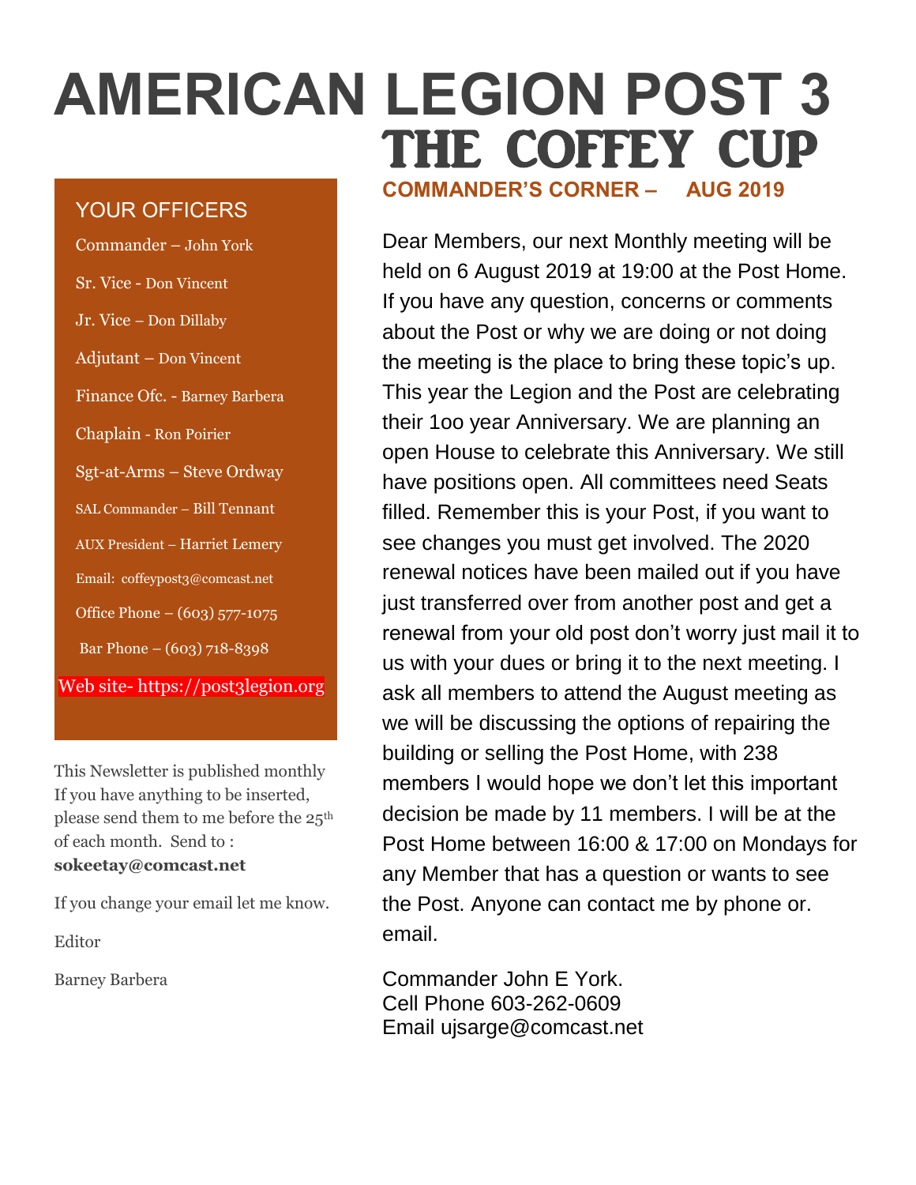# AMERICAN LEGION POST 3

# THE COFFEY CUP

## YOUR OFFICERS

Commander – John York

Sr. Vice - Don Vincent

Jr. Vice – Don Dillaby

Adjutant – Don Vincent

Finance Ofc. - Barney Barbera

Chaplain - Ron Poirier

Sgt-at-Arms – Steve Ordway

SAL Commander – Bill Tennant

AUX President – Harriet Lemery

Email: coffeypost3@comcast.net

Office Phone – (603) 577-1075

Bar Phone – (603) 718-8398

Web site- https://post3legion.org

This Newsletter is published monthly If you have anything to be inserted, please send them to me before the 25th of each month. Send to : **sokeetay@comcast.net**

If you change your email let me know.

Editor

Barney Barbera

## COMMANDER'S CORNER – AUG 2019

Dear Members, our next Monthly meeting will be held on 6 August 2019 at 19:00 at the Post Home. If you have any question, concerns or comments about the Post or why we are doing or not doing the meeting is the place to bring these topic's up. This year the Legion and the Post are celebrating their 1oo year Anniversary. We are planning an open House to celebrate this Anniversary. We still have positions open. All committees need Seats filled. Remember this is your Post, if you want to see changes you must get involved. The 2020 renewal notices have been mailed out if you have just transferred over from another post and get a renewal from your old post don't worry just mail it to us with your dues or bring it to the next meeting. I ask all members to attend the August meeting as we will be discussing the options of repairing the building or selling the Post Home, with 238 members I would hope we don't let this important decision be made by 11 members. I will be at the Post Home between 16:00 & 17:00 on Mondays for any Member that has a question or wants to see the Post. Anyone can contact me by phone or. email.

Commander John E York.
Cell Phone 603-262-0609
Email ujsarge@comcast.net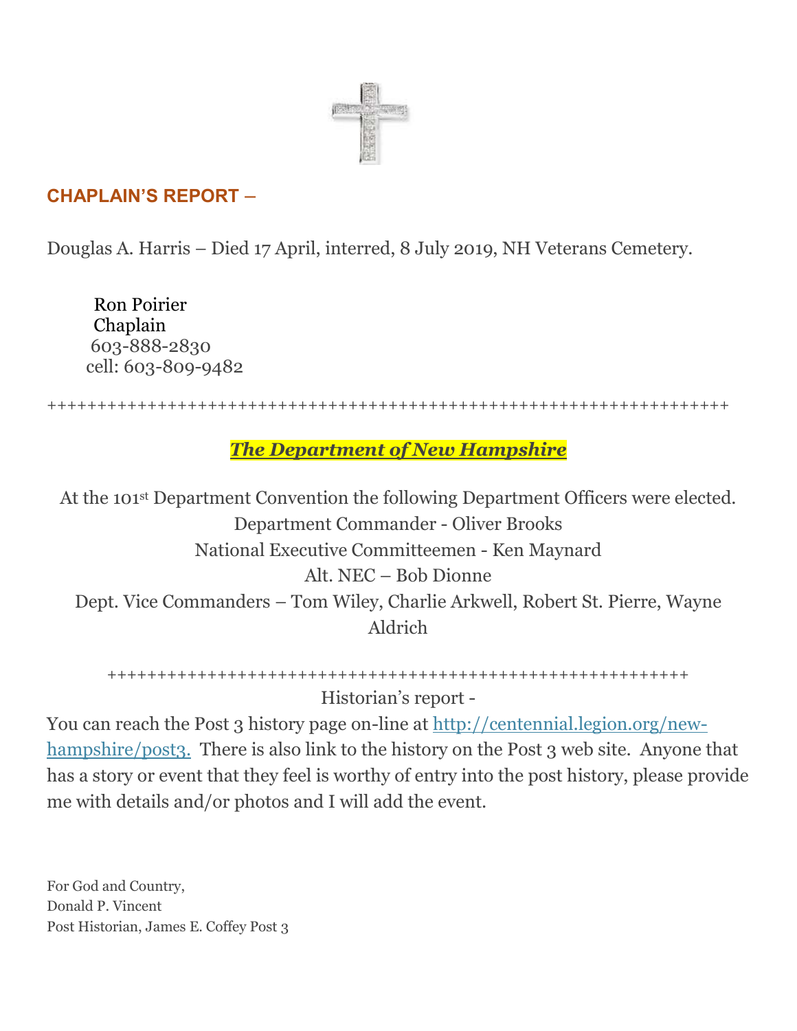## CHAPLAIN'S REPORT –

Douglas A. Harris – Died 17 April, interred, 8 July 2019, NH Veterans Cemetery.

Ron Poirier
Chaplain
603-888-2830
cell: 603-809-9482

++++++++++++++++++++++++++++++++++++++++++++++++++++++++++++++++++

***The Department of New Hampshire***

At the 101st Department Convention the following Department Officers were elected.
Department Commander - Oliver Brooks
National Executive Committeemen - Ken Maynard
Alt. NEC – Bob Dionne
Dept. Vice Commanders – Tom Wiley, Charlie Arkwell, Robert St. Pierre, Wayne Aldrich

++++++++++++++++++++++++++++++++++++++++++++++++++++++++

Historian's report -

You can reach the Post 3 history page on-line at [http://centennial.legion.org/new-hampshire/post3.](http://centennial.legion.org/new-hampshire/post3) There is also link to the history on the Post 3 web site. Anyone that has a story or event that they feel is worthy of entry into the post history, please provide me with details and/or photos and I will add the event.

For God and Country,
Donald P. Vincent
Post Historian, James E. Coffey Post 3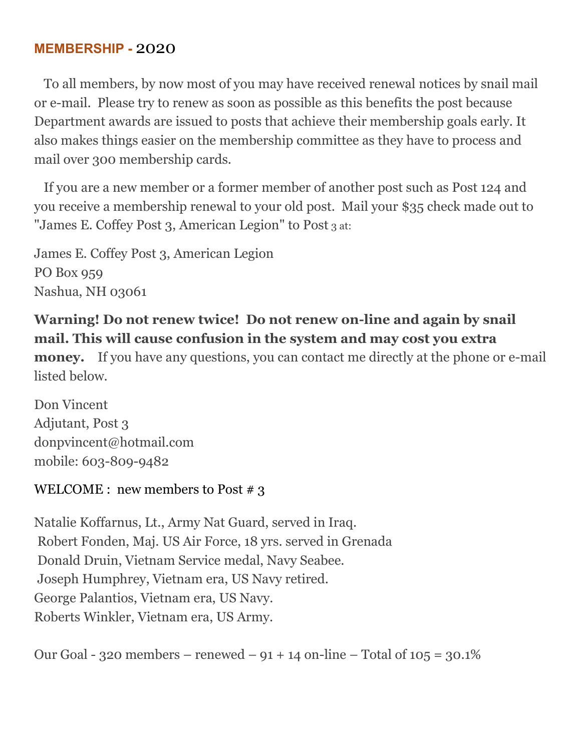## MEMBERSHIP - 2020

To all members, by now most of you may have received renewal notices by snail mail or e-mail. Please try to renew as soon as possible as this benefits the post because Department awards are issued to posts that achieve their membership goals early. It also makes things easier on the membership committee as they have to process and mail over 300 membership cards.

If you are a new member or a former member of another post such as Post 124 and you receive a membership renewal to your old post. Mail your $35 check made out to "James E. Coffey Post 3, American Legion" to Post 3 at:

James E. Coffey Post 3, American Legion
PO Box 959
Nashua, NH 03061

**Warning! Do not renew twice! Do not renew on-line and again by snail mail. This will cause confusion in the system and may cost you extra money.** If you have any questions, you can contact me directly at the phone or e-mail listed below.

Don Vincent
Adjutant, Post 3
donpvincent@hotmail.com
mobile: 603-809-9482

WELCOME : new members to Post # 3

Natalie Koffarnus, Lt., Army Nat Guard, served in Iraq.
Robert Fonden, Maj. US Air Force, 18 yrs. served in Grenada
Donald Druin, Vietnam Service medal, Navy Seabee.
Joseph Humphrey, Vietnam era, US Navy retired.
George Palantios, Vietnam era, US Navy.
Roberts Winkler, Vietnam era, US Army.

Our Goal - 320 members – renewed – 91 + 14 on-line – Total of 105 = 30.1%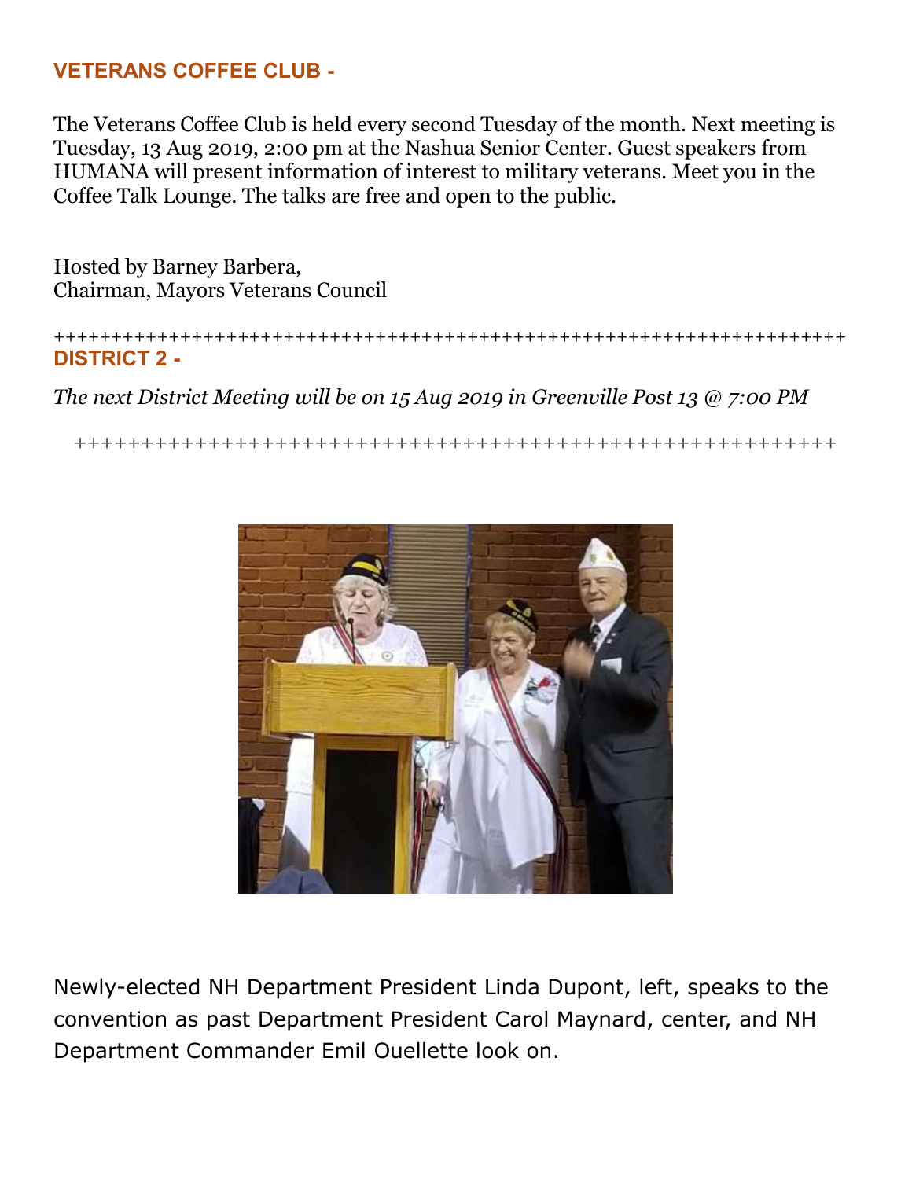### VETERANS COFFEE CLUB -

The Veterans Coffee Club is held every second Tuesday of the month. Next meeting is Tuesday, 13 Aug 2019, 2:00 pm at the Nashua Senior Center. Guest speakers from HUMANA will present information of interest to military veterans. Meet you in the Coffee Talk Lounge. The talks are free and open to the public.

Hosted by Barney Barbera,
Chairman, Mayors Veterans Council

++++++++++++++++++++++++++++++++++++++++++++++++++++++++++++++++++++++++

### DISTRICT 2 -

*The next District Meeting will be on 15 Aug 2019 in Greenville Post 13 @ 7:00 PM*

++++++++++++++++++++++++++++++++++++++++++++++++++++++++++++++

Newly-elected NH Department President Linda Dupont, left, speaks to the convention as past Department President Carol Maynard, center, and NH Department Commander Emil Ouellette look on.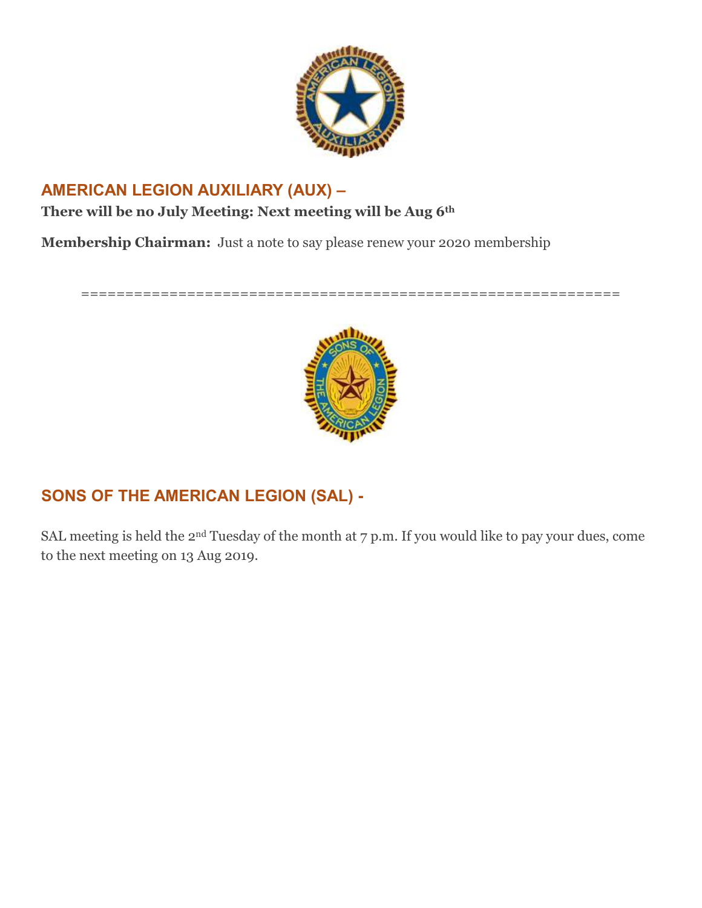## AMERICAN LEGION AUXILIARY (AUX) –

**There will be no July Meeting: Next meeting will be Aug 6th**

**Membership Chairman:** Just a note to say please renew your 2020 membership

============================================================

## SONS OF THE AMERICAN LEGION (SAL) -

SAL meeting is held the 2nd Tuesday of the month at 7 p.m. If you would like to pay your dues, come to the next meeting on 13 Aug 2019.